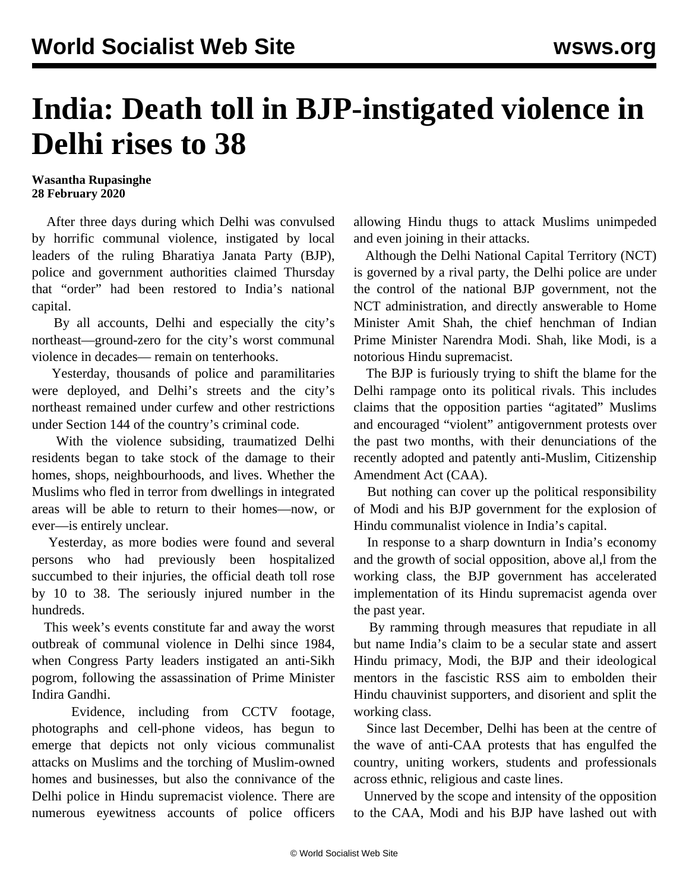# India: Death toll in BJP-instigated violence in Delhi rises to 38

**Wasantha Rupasinghe**
**28 February 2020**

After three days during which Delhi was convulsed by horrific communal violence, instigated by local leaders of the ruling Bharatiya Janata Party (BJP), police and government authorities claimed Thursday that "order" had been restored to India's national capital.

By all accounts, Delhi and especially the city's northeast—ground-zero for the city's worst communal violence in decades— remain on tenterhooks.

Yesterday, thousands of police and paramilitaries were deployed, and Delhi's streets and the city's northeast remained under curfew and other restrictions under Section 144 of the country's criminal code.

With the violence subsiding, traumatized Delhi residents began to take stock of the damage to their homes, shops, neighbourhoods, and lives. Whether the Muslims who fled in terror from dwellings in integrated areas will be able to return to their homes—now, or ever—is entirely unclear.

Yesterday, as more bodies were found and several persons who had previously been hospitalized succumbed to their injuries, the official death toll rose by 10 to 38. The seriously injured number in the hundreds.

This week's events constitute far and away the worst outbreak of communal violence in Delhi since 1984, when Congress Party leaders instigated an anti-Sikh pogrom, following the assassination of Prime Minister Indira Gandhi.

Evidence, including from CCTV footage, photographs and cell-phone videos, has begun to emerge that depicts not only vicious communalist attacks on Muslims and the torching of Muslim-owned homes and businesses, but also the connivance of the Delhi police in Hindu supremacist violence. There are numerous eyewitness accounts of police officers allowing Hindu thugs to attack Muslims unimpeded and even joining in their attacks.

Although the Delhi National Capital Territory (NCT) is governed by a rival party, the Delhi police are under the control of the national BJP government, not the NCT administration, and directly answerable to Home Minister Amit Shah, the chief henchman of Indian Prime Minister Narendra Modi. Shah, like Modi, is a notorious Hindu supremacist.

The BJP is furiously trying to shift the blame for the Delhi rampage onto its political rivals. This includes claims that the opposition parties "agitated" Muslims and encouraged "violent" antigovernment protests over the past two months, with their denunciations of the recently adopted and patently anti-Muslim, Citizenship Amendment Act (CAA).

But nothing can cover up the political responsibility of Modi and his BJP government for the explosion of Hindu communalist violence in India's capital.

In response to a sharp downturn in India's economy and the growth of social opposition, above al,l from the working class, the BJP government has accelerated implementation of its Hindu supremacist agenda over the past year.

By ramming through measures that repudiate in all but name India's claim to be a secular state and assert Hindu primacy, Modi, the BJP and their ideological mentors in the fascistic RSS aim to embolden their Hindu chauvinist supporters, and disorient and split the working class.

Since last December, Delhi has been at the centre of the wave of anti-CAA protests that has engulfed the country, uniting workers, students and professionals across ethnic, religious and caste lines.

Unnerved by the scope and intensity of the opposition to the CAA, Modi and his BJP have lashed out with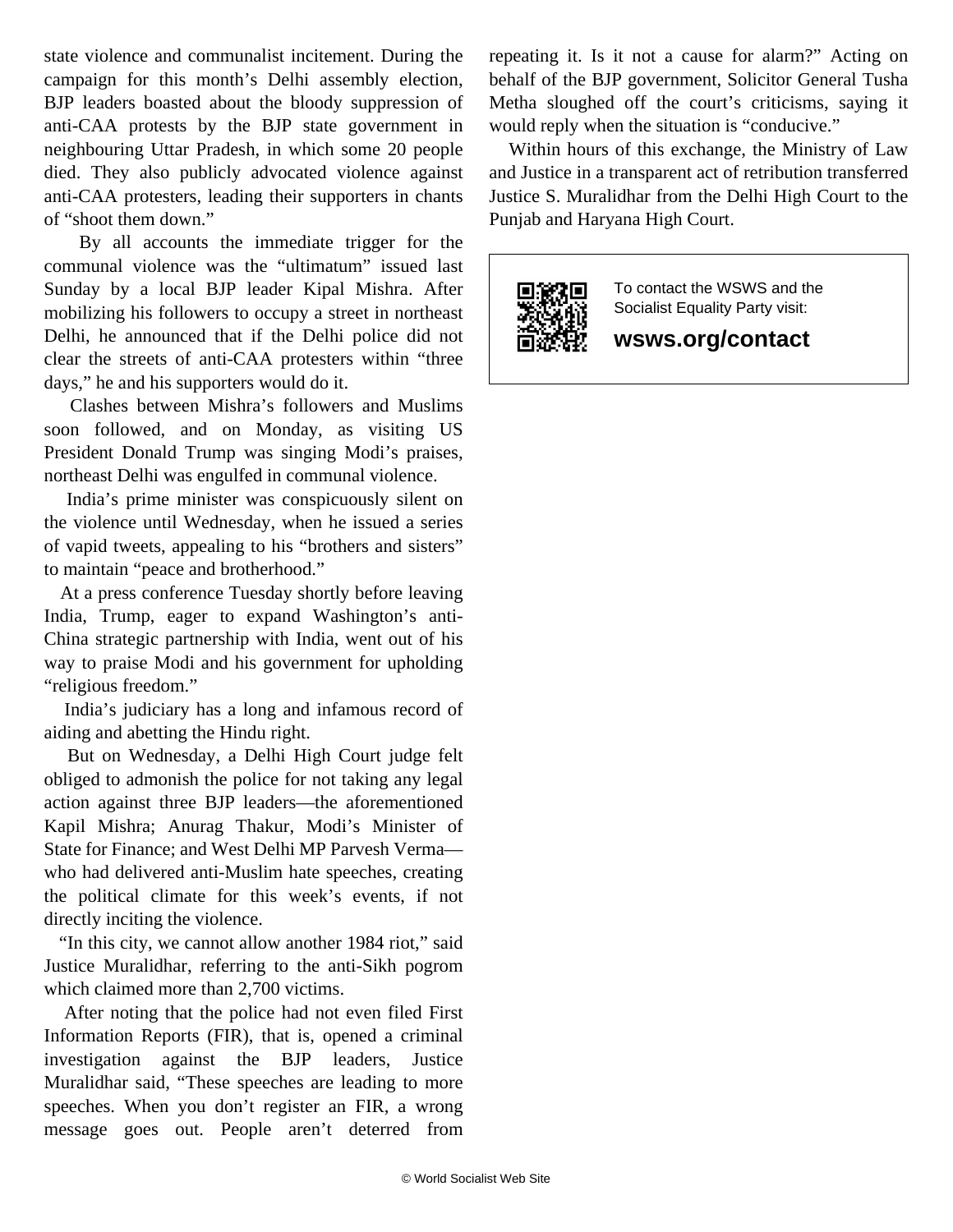state violence and communalist incitement. During the campaign for this month's Delhi assembly election, BJP leaders boasted about the bloody suppression of anti-CAA protests by the BJP state government in neighbouring Uttar Pradesh, in which some 20 people died. They also publicly advocated violence against anti-CAA protesters, leading their supporters in chants of "shoot them down."

By all accounts the immediate trigger for the communal violence was the "ultimatum" issued last Sunday by a local BJP leader Kipal Mishra. After mobilizing his followers to occupy a street in northeast Delhi, he announced that if the Delhi police did not clear the streets of anti-CAA protesters within "three days," he and his supporters would do it.

Clashes between Mishra's followers and Muslims soon followed, and on Monday, as visiting US President Donald Trump was singing Modi's praises, northeast Delhi was engulfed in communal violence.

India's prime minister was conspicuously silent on the violence until Wednesday, when he issued a series of vapid tweets, appealing to his "brothers and sisters" to maintain "peace and brotherhood."

At a press conference Tuesday shortly before leaving India, Trump, eager to expand Washington's anti-China strategic partnership with India, went out of his way to praise Modi and his government for upholding "religious freedom."

India's judiciary has a long and infamous record of aiding and abetting the Hindu right.

But on Wednesday, a Delhi High Court judge felt obliged to admonish the police for not taking any legal action against three BJP leaders—the aforementioned Kapil Mishra; Anurag Thakur, Modi's Minister of State for Finance; and West Delhi MP Parvesh Verma—who had delivered anti-Muslim hate speeches, creating the political climate for this week's events, if not directly inciting the violence.

"In this city, we cannot allow another 1984 riot," said Justice Muralidhar, referring to the anti-Sikh pogrom which claimed more than 2,700 victims.

After noting that the police had not even filed First Information Reports (FIR), that is, opened a criminal investigation against the BJP leaders, Justice Muralidhar said, "These speeches are leading to more speeches. When you don't register an FIR, a wrong message goes out. People aren't deterred from repeating it. Is it not a cause for alarm?" Acting on behalf of the BJP government, Solicitor General Tusha Metha sloughed off the court's criticisms, saying it would reply when the situation is "conducive."

Within hours of this exchange, the Ministry of Law and Justice in a transparent act of retribution transferred Justice S. Muralidhar from the Delhi High Court to the Punjab and Haryana High Court.

To contact the WSWS and the Socialist Equality Party visit:

**wsws.org/contact**